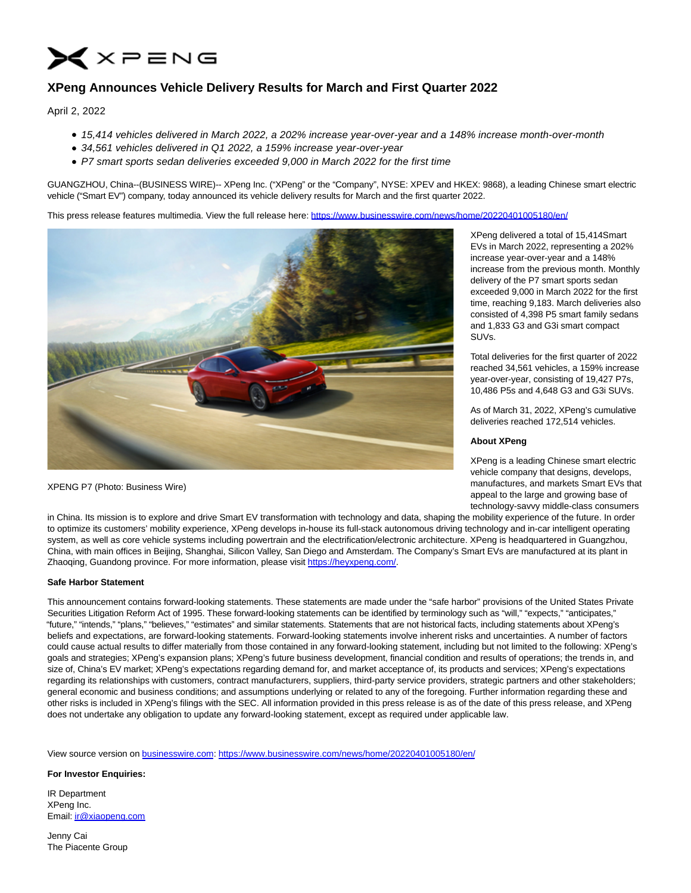XPENG

# XPeng Announces Vehicle Delivery Results for March and First Quarter 2022

April 2, 2022

- *15,414 vehicles delivered in March 2022, a 202% increase year-over-year and a 148% increase month-over-month*
- *34,561 vehicles delivered in Q1 2022, a 159% increase year-over-year*
- *P7 smart sports sedan deliveries exceeded 9,000 in March 2022 for the first time*

GUANGZHOU, China--(BUSINESS WIRE)-- XPeng Inc. ("XPeng" or the "Company", NYSE: XPEV and HKEX: 9868), a leading Chinese smart electric vehicle ("Smart EV") company, today announced its vehicle delivery results for March and the first quarter 2022.

This press release features multimedia. View the full release here: https://www.businesswire.com/news/home/20220401005180/en/

XPENG P7 (Photo: Business Wire)

XPeng delivered a total of 15,414Smart EVs in March 2022, representing a 202% increase year-over-year and a 148% increase from the previous month. Monthly delivery of the P7 smart sports sedan exceeded 9,000 in March 2022 for the first time, reaching 9,183. March deliveries also consisted of 4,398 P5 smart family sedans and 1,833 G3 and G3i smart compact SUVs.

Total deliveries for the first quarter of 2022 reached 34,561 vehicles, a 159% increase year-over-year, consisting of 19,427 P7s, 10,486 P5s and 4,648 G3 and G3i SUVs.

As of March 31, 2022, XPeng's cumulative deliveries reached 172,514 vehicles.

**About XPeng**

XPeng is a leading Chinese smart electric vehicle company that designs, develops, manufactures, and markets Smart EVs that appeal to the large and growing base of technology-savvy middle-class consumers in China. Its mission is to explore and drive Smart EV transformation with technology and data, shaping the mobility experience of the future. In order to optimize its customers' mobility experience, XPeng develops in-house its full-stack autonomous driving technology and in-car intelligent operating system, as well as core vehicle systems including powertrain and the electrification/electronic architecture. XPeng is headquartered in Guangzhou, China, with main offices in Beijing, Shanghai, Silicon Valley, San Diego and Amsterdam. The Company's Smart EVs are manufactured at its plant in Zhaoqing, Guandong province. For more information, please visit https://heyxpeng.com/.

**Safe Harbor Statement**

This announcement contains forward-looking statements. These statements are made under the "safe harbor" provisions of the United States Private Securities Litigation Reform Act of 1995. These forward-looking statements can be identified by terminology such as "will," "expects," "anticipates," "future," "intends," "plans," "believes," "estimates" and similar statements. Statements that are not historical facts, including statements about XPeng's beliefs and expectations, are forward-looking statements. Forward-looking statements involve inherent risks and uncertainties. A number of factors could cause actual results to differ materially from those contained in any forward-looking statement, including but not limited to the following: XPeng's goals and strategies; XPeng's expansion plans; XPeng's future business development, financial condition and results of operations; the trends in, and size of, China's EV market; XPeng's expectations regarding demand for, and market acceptance of, its products and services; XPeng's expectations regarding its relationships with customers, contract manufacturers, suppliers, third-party service providers, strategic partners and other stakeholders; general economic and business conditions; and assumptions underlying or related to any of the foregoing. Further information regarding these and other risks is included in XPeng's filings with the SEC. All information provided in this press release is as of the date of this press release, and XPeng does not undertake any obligation to update any forward-looking statement, except as required under applicable law.

View source version on businesswire.com: https://www.businesswire.com/news/home/20220401005180/en/

**For Investor Enquiries:**

IR Department
XPeng Inc.
Email: ir@xiaopeng.com

Jenny Cai
The Piacente Group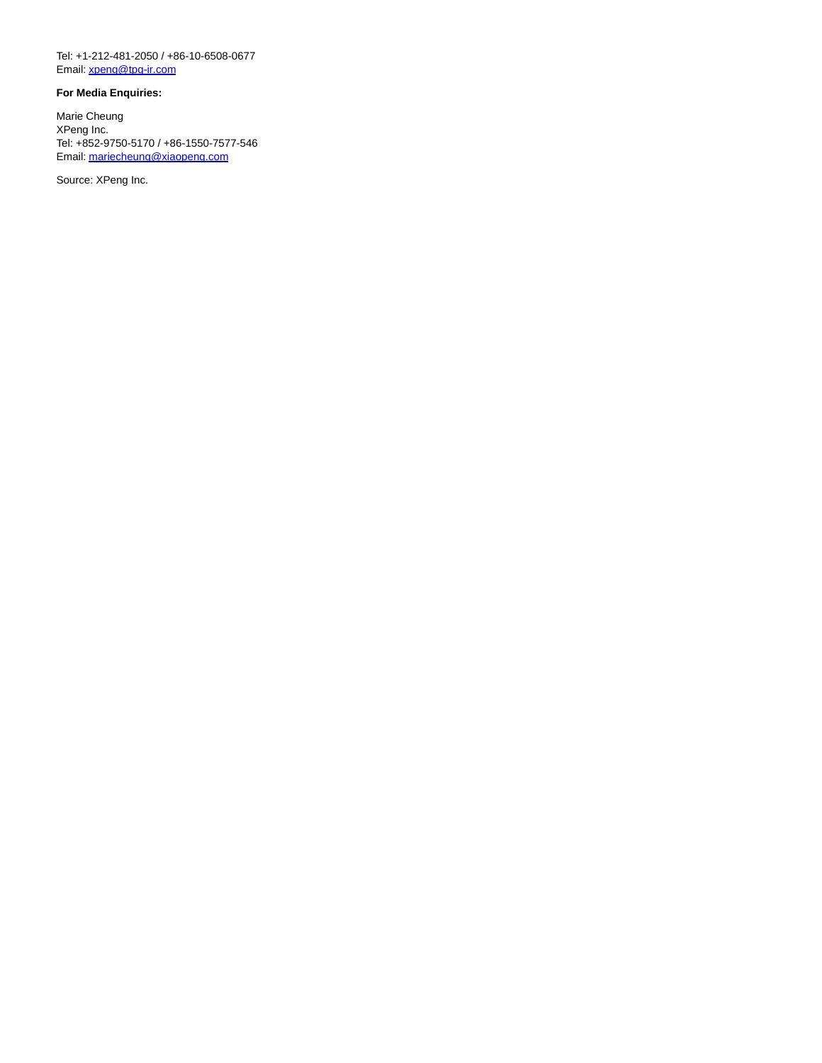Tel: +1-212-481-2050 / +86-10-6508-0677
Email: xpeng@tpg-ir.com

**For Media Enquiries:**

Marie Cheung
XPeng Inc.
Tel: +852-9750-5170 / +86-1550-7577-546
Email: mariecheung@xiaopeng.com

Source: XPeng Inc.